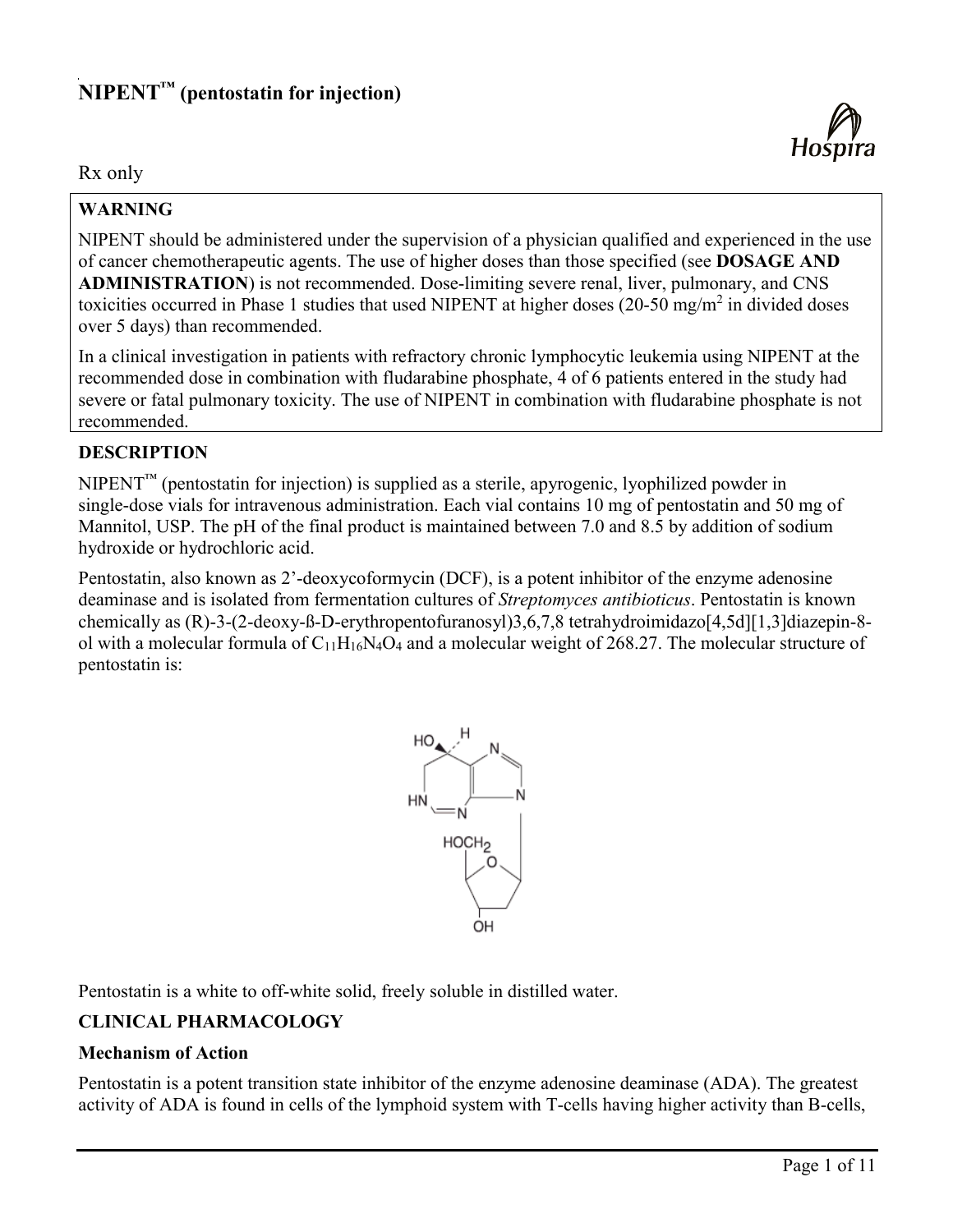# NIPENT™ (pentostatin for injection)

Rx only

**WARNING**

NIPENT should be administered under the supervision of a physician qualified and experienced in the use of cancer chemotherapeutic agents. The use of higher doses than those specified (see **DOSAGE AND ADMINISTRATION**) is not recommended. Dose-limiting severe renal, liver, pulmonary, and CNS toxicities occurred in Phase 1 studies that used NIPENT at higher doses (20-50 mg/m$^2$ in divided doses over 5 days) than recommended.

In a clinical investigation in patients with refractory chronic lymphocytic leukemia using NIPENT at the recommended dose in combination with fludarabine phosphate, 4 of 6 patients entered in the study had severe or fatal pulmonary toxicity. The use of NIPENT in combination with fludarabine phosphate is not recommended.

## DESCRIPTION

NIPENT™ (pentostatin for injection) is supplied as a sterile, apyrogenic, lyophilized powder in single-dose vials for intravenous administration. Each vial contains 10 mg of pentostatin and 50 mg of Mannitol, USP. The pH of the final product is maintained between 7.0 and 8.5 by addition of sodium hydroxide or hydrochloric acid.

Pentostatin, also known as 2'-deoxycoformycin (DCF), is a potent inhibitor of the enzyme adenosine deaminase and is isolated from fermentation cultures of *Streptomyces antibioticus*. Pentostatin is known chemically as (R)-3-(2-deoxy-ß-D-erythropentofuranosyl)3,6,7,8 tetrahydroimidazo[4,5d][1,3]diazepin-8-ol with a molecular formula of $C_{11}H_{16}N_4O_4$ and a molecular weight of 268.27. The molecular structure of pentostatin is:

Pentostatin is a white to off-white solid, freely soluble in distilled water.

## CLINICAL PHARMACOLOGY

### Mechanism of Action

Pentostatin is a potent transition state inhibitor of the enzyme adenosine deaminase (ADA). The greatest activity of ADA is found in cells of the lymphoid system with T-cells having higher activity than B-cells,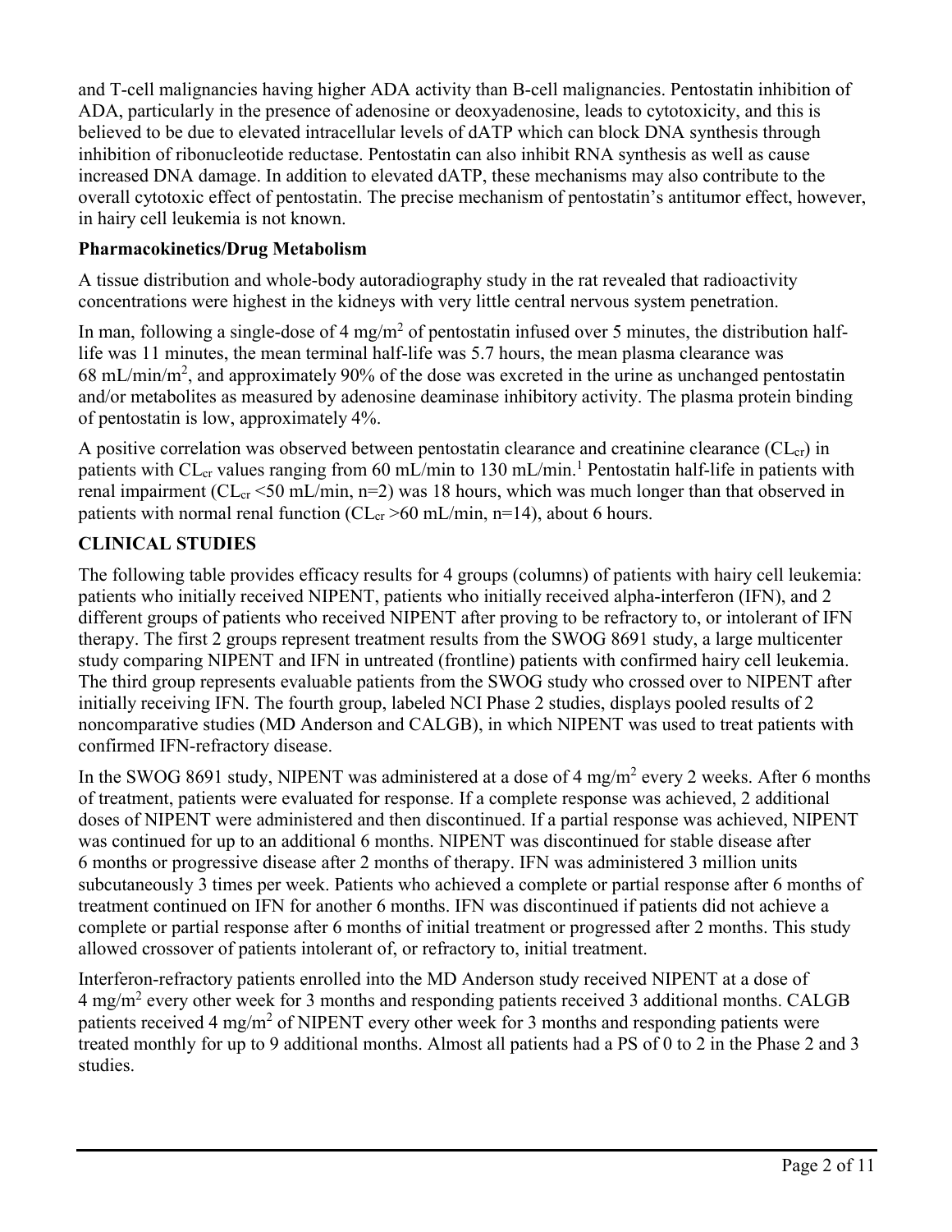and T-cell malignancies having higher ADA activity than B-cell malignancies. Pentostatin inhibition of ADA, particularly in the presence of adenosine or deoxyadenosine, leads to cytotoxicity, and this is believed to be due to elevated intracellular levels of dATP which can block DNA synthesis through inhibition of ribonucleotide reductase. Pentostatin can also inhibit RNA synthesis as well as cause increased DNA damage. In addition to elevated dATP, these mechanisms may also contribute to the overall cytotoxic effect of pentostatin. The precise mechanism of pentostatin's antitumor effect, however, in hairy cell leukemia is not known.

**Pharmacokinetics/Drug Metabolism**

A tissue distribution and whole-body autoradiography study in the rat revealed that radioactivity concentrations were highest in the kidneys with very little central nervous system penetration.

In man, following a single-dose of 4 mg/m$^2$ of pentostatin infused over 5 minutes, the distribution half-life was 11 minutes, the mean terminal half-life was 5.7 hours, the mean plasma clearance was 68 mL/min/m$^2$, and approximately 90% of the dose was excreted in the urine as unchanged pentostatin and/or metabolites as measured by adenosine deaminase inhibitory activity. The plasma protein binding of pentostatin is low, approximately 4%.

A positive correlation was observed between pentostatin clearance and creatinine clearance ($CL_{cr}$) in patients with $CL_{cr}$ values ranging from 60 mL/min to 130 mL/min.[1] Pentostatin half-life in patients with renal impairment ($CL_{cr}$ <50 mL/min, n=2) was 18 hours, which was much longer than that observed in patients with normal renal function ($CL_{cr}$ >60 mL/min, n=14), about 6 hours.

**CLINICAL STUDIES**

The following table provides efficacy results for 4 groups (columns) of patients with hairy cell leukemia: patients who initially received NIPENT, patients who initially received alpha-interferon (IFN), and 2 different groups of patients who received NIPENT after proving to be refractory to, or intolerant of IFN therapy. The first 2 groups represent treatment results from the SWOG 8691 study, a large multicenter study comparing NIPENT and IFN in untreated (frontline) patients with confirmed hairy cell leukemia. The third group represents evaluable patients from the SWOG study who crossed over to NIPENT after initially receiving IFN. The fourth group, labeled NCI Phase 2 studies, displays pooled results of 2 noncomparative studies (MD Anderson and CALGB), in which NIPENT was used to treat patients with confirmed IFN-refractory disease.

In the SWOG 8691 study, NIPENT was administered at a dose of 4 mg/m$^2$ every 2 weeks. After 6 months of treatment, patients were evaluated for response. If a complete response was achieved, 2 additional doses of NIPENT were administered and then discontinued. If a partial response was achieved, NIPENT was continued for up to an additional 6 months. NIPENT was discontinued for stable disease after 6 months or progressive disease after 2 months of therapy. IFN was administered 3 million units subcutaneously 3 times per week. Patients who achieved a complete or partial response after 6 months of treatment continued on IFN for another 6 months. IFN was discontinued if patients did not achieve a complete or partial response after 6 months of initial treatment or progressed after 2 months. This study allowed crossover of patients intolerant of, or refractory to, initial treatment.

Interferon-refractory patients enrolled into the MD Anderson study received NIPENT at a dose of 4 mg/m$^2$ every other week for 3 months and responding patients received 3 additional months. CALGB patients received 4 mg/m$^2$ of NIPENT every other week for 3 months and responding patients were treated monthly for up to 9 additional months. Almost all patients had a PS of 0 to 2 in the Phase 2 and 3 studies.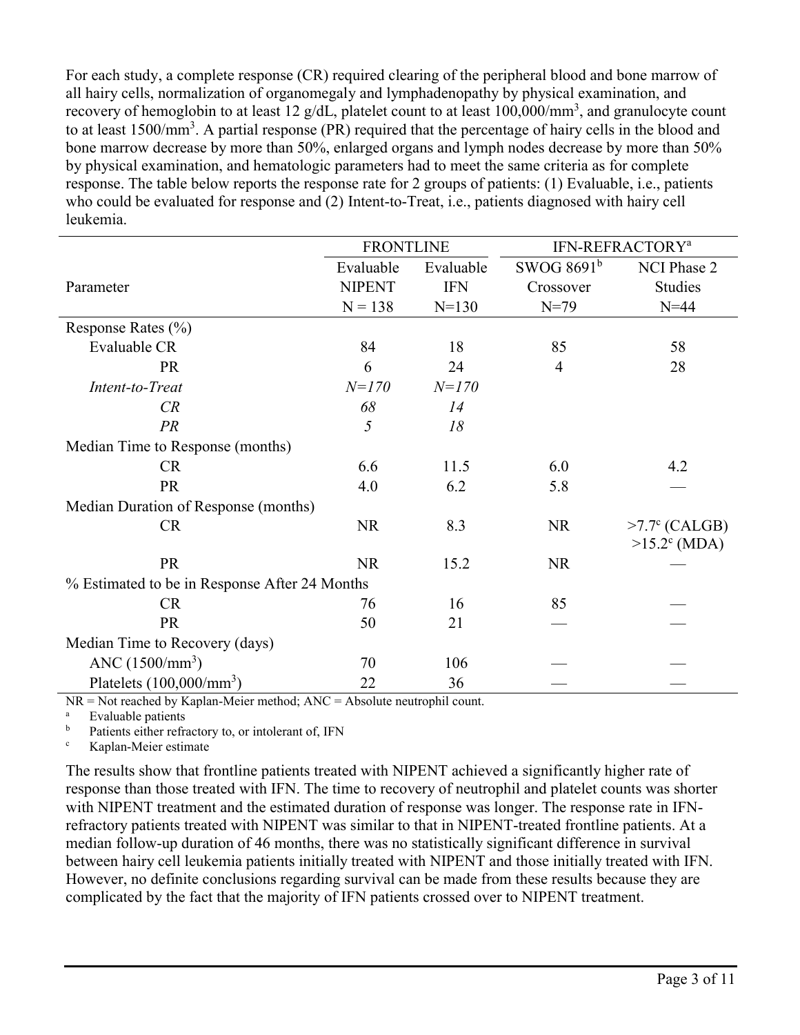For each study, a complete response (CR) required clearing of the peripheral blood and bone marrow of all hairy cells, normalization of organomegaly and lymphadenopathy by physical examination, and recovery of hemoglobin to at least 12 g/dL, platelet count to at least 100,000/mm$^3$, and granulocyte count to at least 1500/mm$^3$. A partial response (PR) required that the percentage of hairy cells in the blood and bone marrow decrease by more than 50%, enlarged organs and lymph nodes decrease by more than 50% by physical examination, and hematologic parameters had to meet the same criteria as for complete response. The table below reports the response rate for 2 groups of patients: (1) Evaluable, i.e., patients who could be evaluated for response and (2) Intent-to-Treat, i.e., patients diagnosed with hairy cell leukemia.

| Parameter | FRONTLINE | | IFN-REFRACTORY[a] | |
|---|---|---|---|---|
| | Evaluable NIPENT N = 138 | Evaluable IFN N=130 | SWOG 8691[b] Crossover N=79 | NCI Phase 2 Studies N=44 |
| Response Rates (%) | | | | |
| Evaluable CR | 84 | 18 | 85 | 58 |
| PR | 6 | 24 | 4 | 28 |
| *Intent-to-Treat* | *N=170* | *N=170* | | |
| *CR* | *68* | *14* | | |
| *PR* | *5* | *18* | | |
| Median Time to Response (months) | | | | |
| CR | 6.6 | 11.5 | 6.0 | 4.2 |
| PR | 4.0 | 6.2 | 5.8 | — |
| Median Duration of Response (months) | | | | |
| CR | NR | 8.3 | NR | >7.7[c] (CALGB) >15.2[c] (MDA) |
| PR | NR | 15.2 | NR | — |
| % Estimated to be in Response After 24 Months | | | | |
| CR | 76 | 16 | 85 | — |
| PR | 50 | 21 | — | — |
| Median Time to Recovery (days) | | | | |
| ANC (1500/mm$^3$) | 70 | 106 | — | — |
| Platelets (100,000/mm$^3$) | 22 | 36 | — | — |

NR = Not reached by Kaplan-Meier method; ANC = Absolute neutrophil count.

[a] Evaluable patients

[b] Patients either refractory to, or intolerant of, IFN

[c] Kaplan-Meier estimate

The results show that frontline patients treated with NIPENT achieved a significantly higher rate of response than those treated with IFN. The time to recovery of neutrophil and platelet counts was shorter with NIPENT treatment and the estimated duration of response was longer. The response rate in IFN-refractory patients treated with NIPENT was similar to that in NIPENT-treated frontline patients. At a median follow-up duration of 46 months, there was no statistically significant difference in survival between hairy cell leukemia patients initially treated with NIPENT and those initially treated with IFN. However, no definite conclusions regarding survival can be made from these results because they are complicated by the fact that the majority of IFN patients crossed over to NIPENT treatment.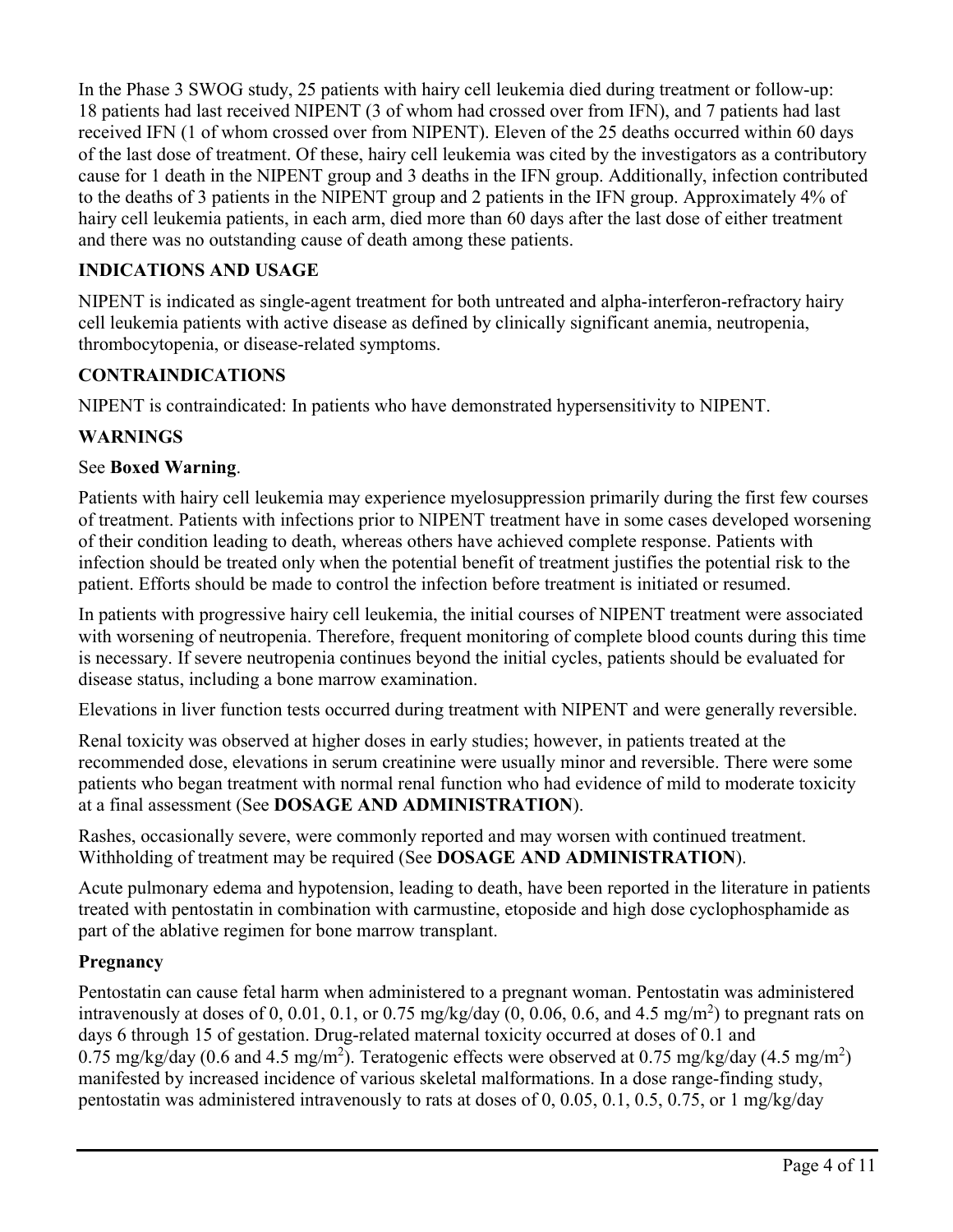In the Phase 3 SWOG study, 25 patients with hairy cell leukemia died during treatment or follow-up: 18 patients had last received NIPENT (3 of whom had crossed over from IFN), and 7 patients had last received IFN (1 of whom crossed over from NIPENT). Eleven of the 25 deaths occurred within 60 days of the last dose of treatment. Of these, hairy cell leukemia was cited by the investigators as a contributory cause for 1 death in the NIPENT group and 3 deaths in the IFN group. Additionally, infection contributed to the deaths of 3 patients in the NIPENT group and 2 patients in the IFN group. Approximately 4% of hairy cell leukemia patients, in each arm, died more than 60 days after the last dose of either treatment and there was no outstanding cause of death among these patients.

## INDICATIONS AND USAGE

NIPENT is indicated as single-agent treatment for both untreated and alpha-interferon-refractory hairy cell leukemia patients with active disease as defined by clinically significant anemia, neutropenia, thrombocytopenia, or disease-related symptoms.

## CONTRAINDICATIONS

NIPENT is contraindicated: In patients who have demonstrated hypersensitivity to NIPENT.

## WARNINGS

See **Boxed Warning**.

Patients with hairy cell leukemia may experience myelosuppression primarily during the first few courses of treatment. Patients with infections prior to NIPENT treatment have in some cases developed worsening of their condition leading to death, whereas others have achieved complete response. Patients with infection should be treated only when the potential benefit of treatment justifies the potential risk to the patient. Efforts should be made to control the infection before treatment is initiated or resumed.

In patients with progressive hairy cell leukemia, the initial courses of NIPENT treatment were associated with worsening of neutropenia. Therefore, frequent monitoring of complete blood counts during this time is necessary. If severe neutropenia continues beyond the initial cycles, patients should be evaluated for disease status, including a bone marrow examination.

Elevations in liver function tests occurred during treatment with NIPENT and were generally reversible.

Renal toxicity was observed at higher doses in early studies; however, in patients treated at the recommended dose, elevations in serum creatinine were usually minor and reversible. There were some patients who began treatment with normal renal function who had evidence of mild to moderate toxicity at a final assessment (See **DOSAGE AND ADMINISTRATION**).

Rashes, occasionally severe, were commonly reported and may worsen with continued treatment. Withholding of treatment may be required (See **DOSAGE AND ADMINISTRATION**).

Acute pulmonary edema and hypotension, leading to death, have been reported in the literature in patients treated with pentostatin in combination with carmustine, etoposide and high dose cyclophosphamide as part of the ablative regimen for bone marrow transplant.

### Pregnancy

Pentostatin can cause fetal harm when administered to a pregnant woman. Pentostatin was administered intravenously at doses of 0, 0.01, 0.1, or 0.75 mg/kg/day (0, 0.06, 0.6, and 4.5 mg/m$^2$) to pregnant rats on days 6 through 15 of gestation. Drug-related maternal toxicity occurred at doses of 0.1 and 0.75 mg/kg/day (0.6 and 4.5 mg/m$^2$). Teratogenic effects were observed at 0.75 mg/kg/day (4.5 mg/m$^2$) manifested by increased incidence of various skeletal malformations. In a dose range-finding study, pentostatin was administered intravenously to rats at doses of 0, 0.05, 0.1, 0.5, 0.75, or 1 mg/kg/day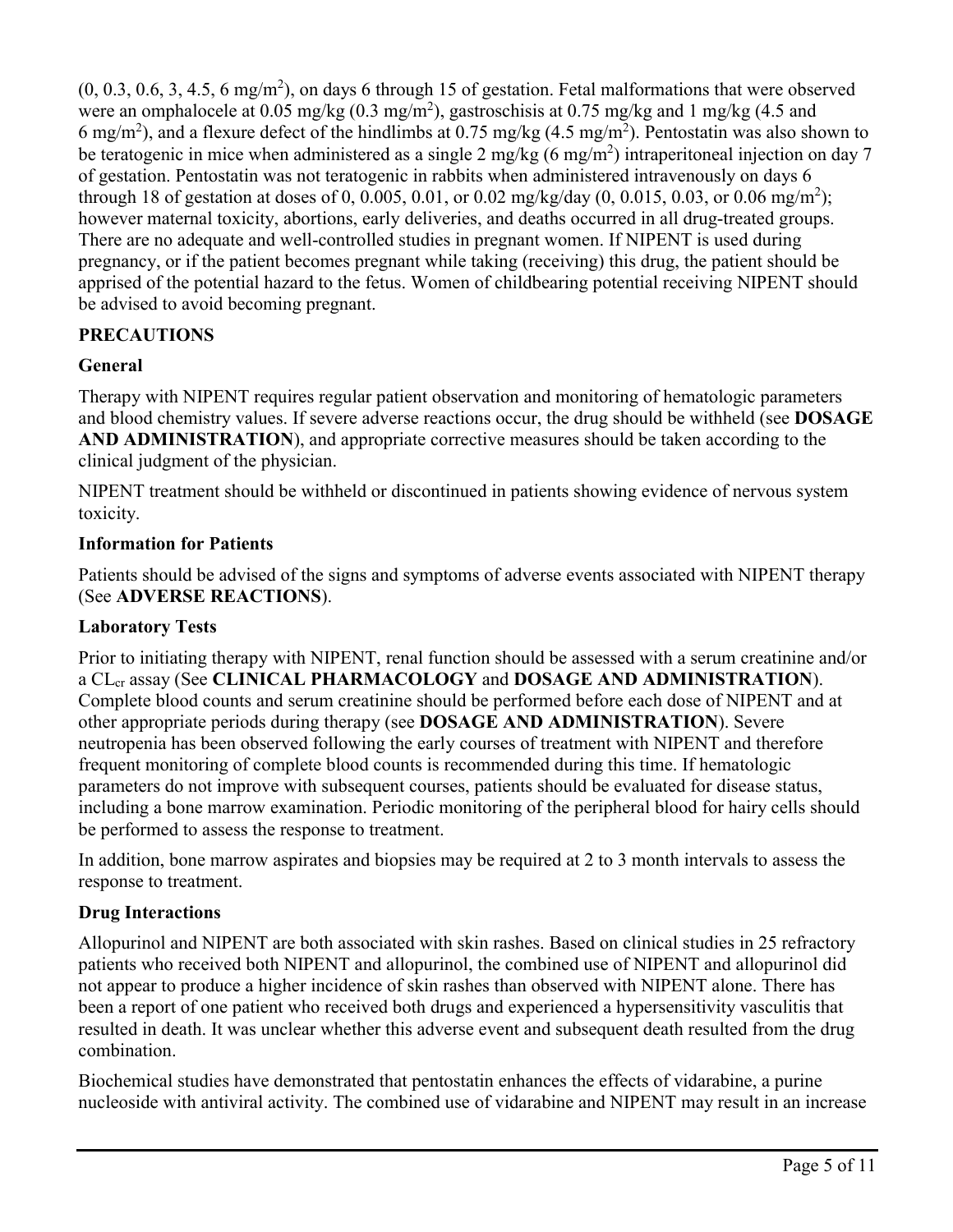(0, 0.3, 0.6, 3, 4.5, 6 $mg/m^2$), on days 6 through 15 of gestation. Fetal malformations that were observed were an omphalocele at 0.05 mg/kg (0.3 $mg/m^2$), gastroschisis at 0.75 mg/kg and 1 mg/kg (4.5 and 6 $mg/m^2$), and a flexure defect of the hindlimbs at 0.75 mg/kg (4.5 $mg/m^2$). Pentostatin was also shown to be teratogenic in mice when administered as a single 2 mg/kg (6 $mg/m^2$) intraperitoneal injection on day 7 of gestation. Pentostatin was not teratogenic in rabbits when administered intravenously on days 6 through 18 of gestation at doses of 0, 0.005, 0.01, or 0.02 mg/kg/day (0, 0.015, 0.03, or 0.06 $mg/m^2$); however maternal toxicity, abortions, early deliveries, and deaths occurred in all drug-treated groups. There are no adequate and well-controlled studies in pregnant women. If NIPENT is used during pregnancy, or if the patient becomes pregnant while taking (receiving) this drug, the patient should be apprised of the potential hazard to the fetus. Women of childbearing potential receiving NIPENT should be advised to avoid becoming pregnant.

## PRECAUTIONS

### General

Therapy with NIPENT requires regular patient observation and monitoring of hematologic parameters and blood chemistry values. If severe adverse reactions occur, the drug should be withheld (see **DOSAGE AND ADMINISTRATION**), and appropriate corrective measures should be taken according to the clinical judgment of the physician.

NIPENT treatment should be withheld or discontinued in patients showing evidence of nervous system toxicity.

### Information for Patients

Patients should be advised of the signs and symptoms of adverse events associated with NIPENT therapy (See **ADVERSE REACTIONS**).

### Laboratory Tests

Prior to initiating therapy with NIPENT, renal function should be assessed with a serum creatinine and/or a $CL_{cr}$ assay (See **CLINICAL PHARMACOLOGY** and **DOSAGE AND ADMINISTRATION**). Complete blood counts and serum creatinine should be performed before each dose of NIPENT and at other appropriate periods during therapy (see **DOSAGE AND ADMINISTRATION**). Severe neutropenia has been observed following the early courses of treatment with NIPENT and therefore frequent monitoring of complete blood counts is recommended during this time. If hematologic parameters do not improve with subsequent courses, patients should be evaluated for disease status, including a bone marrow examination. Periodic monitoring of the peripheral blood for hairy cells should be performed to assess the response to treatment.

In addition, bone marrow aspirates and biopsies may be required at 2 to 3 month intervals to assess the response to treatment.

### Drug Interactions

Allopurinol and NIPENT are both associated with skin rashes. Based on clinical studies in 25 refractory patients who received both NIPENT and allopurinol, the combined use of NIPENT and allopurinol did not appear to produce a higher incidence of skin rashes than observed with NIPENT alone. There has been a report of one patient who received both drugs and experienced a hypersensitivity vasculitis that resulted in death. It was unclear whether this adverse event and subsequent death resulted from the drug combination.

Biochemical studies have demonstrated that pentostatin enhances the effects of vidarabine, a purine nucleoside with antiviral activity. The combined use of vidarabine and NIPENT may result in an increase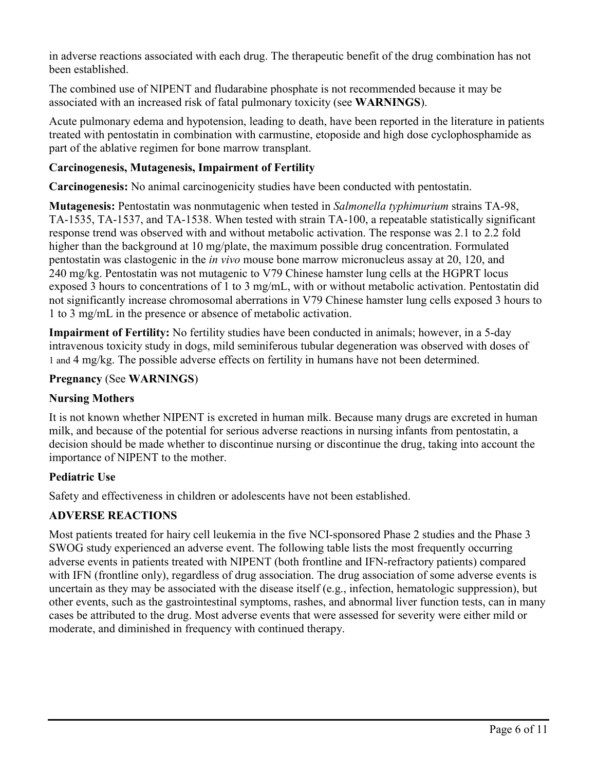in adverse reactions associated with each drug. The therapeutic benefit of the drug combination has not been established.

The combined use of NIPENT and fludarabine phosphate is not recommended because it may be associated with an increased risk of fatal pulmonary toxicity (see **WARNINGS**).

Acute pulmonary edema and hypotension, leading to death, have been reported in the literature in patients treated with pentostatin in combination with carmustine, etoposide and high dose cyclophosphamide as part of the ablative regimen for bone marrow transplant.

**Carcinogenesis, Mutagenesis, Impairment of Fertility**

**Carcinogenesis:** No animal carcinogenicity studies have been conducted with pentostatin.

**Mutagenesis:** Pentostatin was nonmutagenic when tested in *Salmonella typhimurium* strains TA-98, TA-1535, TA-1537, and TA-1538. When tested with strain TA-100, a repeatable statistically significant response trend was observed with and without metabolic activation. The response was 2.1 to 2.2 fold higher than the background at 10 mg/plate, the maximum possible drug concentration. Formulated pentostatin was clastogenic in the *in vivo* mouse bone marrow micronucleus assay at 20, 120, and 240 mg/kg. Pentostatin was not mutagenic to V79 Chinese hamster lung cells at the HGPRT locus exposed 3 hours to concentrations of 1 to 3 mg/mL, with or without metabolic activation. Pentostatin did not significantly increase chromosomal aberrations in V79 Chinese hamster lung cells exposed 3 hours to 1 to 3 mg/mL in the presence or absence of metabolic activation.

**Impairment of Fertility:** No fertility studies have been conducted in animals; however, in a 5-day intravenous toxicity study in dogs, mild seminiferous tubular degeneration was observed with doses of 1 and 4 mg/kg. The possible adverse effects on fertility in humans have not been determined.

**Pregnancy** (See **WARNINGS**)

**Nursing Mothers**

It is not known whether NIPENT is excreted in human milk. Because many drugs are excreted in human milk, and because of the potential for serious adverse reactions in nursing infants from pentostatin, a decision should be made whether to discontinue nursing or discontinue the drug, taking into account the importance of NIPENT to the mother.

**Pediatric Use**

Safety and effectiveness in children or adolescents have not been established.

**ADVERSE REACTIONS**

Most patients treated for hairy cell leukemia in the five NCI-sponsored Phase 2 studies and the Phase 3 SWOG study experienced an adverse event. The following table lists the most frequently occurring adverse events in patients treated with NIPENT (both frontline and IFN-refractory patients) compared with IFN (frontline only), regardless of drug association. The drug association of some adverse events is uncertain as they may be associated with the disease itself (e.g., infection, hematologic suppression), but other events, such as the gastrointestinal symptoms, rashes, and abnormal liver function tests, can in many cases be attributed to the drug. Most adverse events that were assessed for severity were either mild or moderate, and diminished in frequency with continued therapy.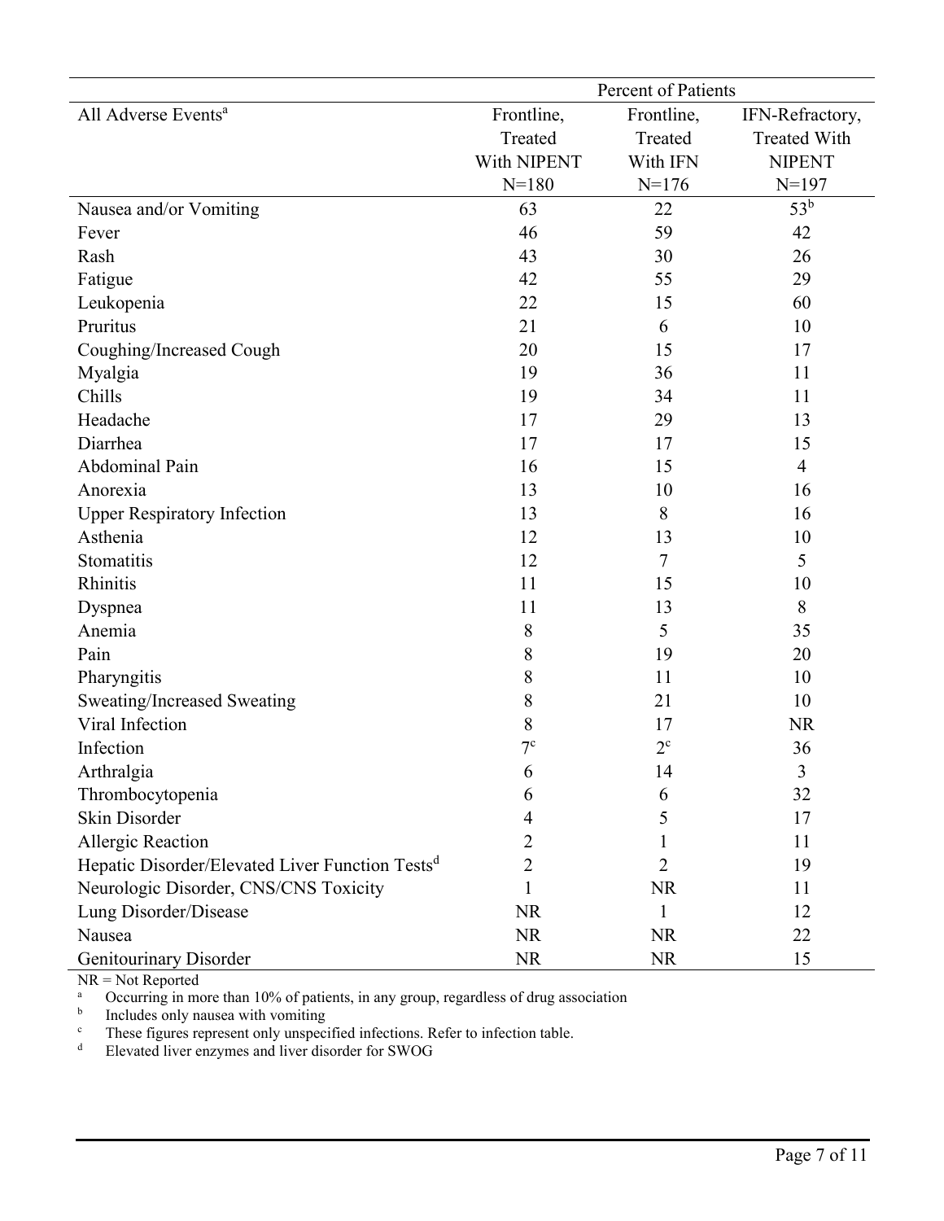| | Percent of Patients | | |
|---|---|---|---|
| All Adverse Events[a] | Frontline, Treated With NIPENT N=180 | Frontline, Treated With IFN N=176 | IFN-Refractory, Treated With NIPENT N=197 |
| Nausea and/or Vomiting | 63 | 22 | 53[b] |
| Fever | 46 | 59 | 42 |
| Rash | 43 | 30 | 26 |
| Fatigue | 42 | 55 | 29 |
| Leukopenia | 22 | 15 | 60 |
| Pruritus | 21 | 6 | 10 |
| Coughing/Increased Cough | 20 | 15 | 17 |
| Myalgia | 19 | 36 | 11 |
| Chills | 19 | 34 | 11 |
| Headache | 17 | 29 | 13 |
| Diarrhea | 17 | 17 | 15 |
| Abdominal Pain | 16 | 15 | 4 |
| Anorexia | 13 | 10 | 16 |
| Upper Respiratory Infection | 13 | 8 | 16 |
| Asthenia | 12 | 13 | 10 |
| Stomatitis | 12 | 7 | 5 |
| Rhinitis | 11 | 15 | 10 |
| Dyspnea | 11 | 13 | 8 |
| Anemia | 8 | 5 | 35 |
| Pain | 8 | 19 | 20 |
| Pharyngitis | 8 | 11 | 10 |
| Sweating/Increased Sweating | 8 | 21 | 10 |
| Viral Infection | 8 | 17 | NR |
| Infection | 7[c] | 2[c] | 36 |
| Arthralgia | 6 | 14 | 3 |
| Thrombocytopenia | 6 | 6 | 32 |
| Skin Disorder | 4 | 5 | 17 |
| Allergic Reaction | 2 | 1 | 11 |
| Hepatic Disorder/Elevated Liver Function Tests[d] | 2 | 2 | 19 |
| Neurologic Disorder, CNS/CNS Toxicity | 1 | NR | 11 |
| Lung Disorder/Disease | NR | 1 | 12 |
| Nausea | NR | NR | 22 |
| Genitourinary Disorder | NR | NR | 15 |

NR = Not Reported

[a] Occurring in more than 10% of patients, in any group, regardless of drug association

[b] Includes only nausea with vomiting

[c] These figures represent only unspecified infections. Refer to infection table.

[d] Elevated liver enzymes and liver disorder for SWOG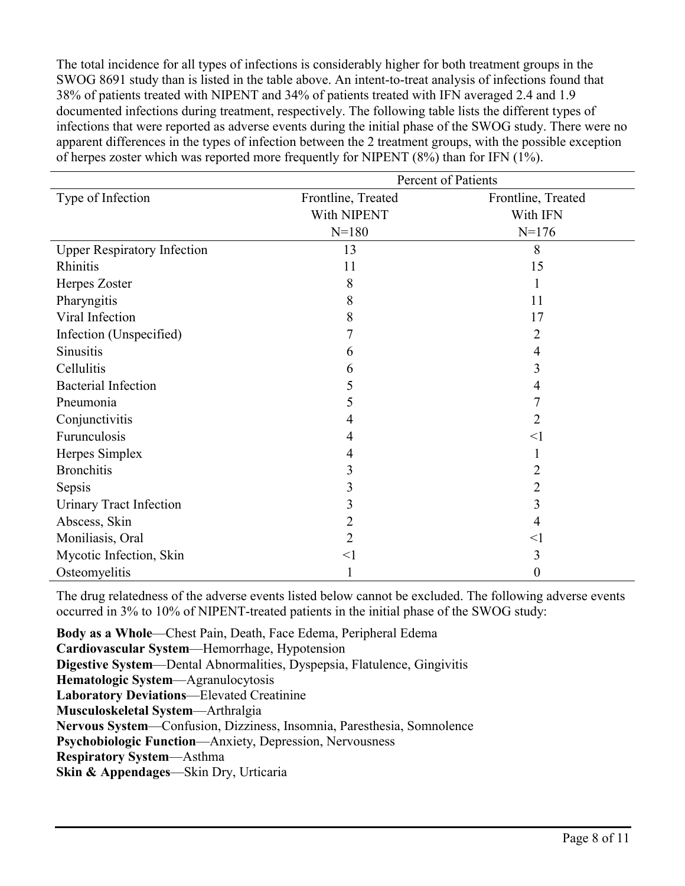The total incidence for all types of infections is considerably higher for both treatment groups in the SWOG 8691 study than is listed in the table above. An intent-to-treat analysis of infections found that 38% of patients treated with NIPENT and 34% of patients treated with IFN averaged 2.4 and 1.9 documented infections during treatment, respectively. The following table lists the different types of infections that were reported as adverse events during the initial phase of the SWOG study. There were no apparent differences in the types of infection between the 2 treatment groups, with the possible exception of herpes zoster which was reported more frequently for NIPENT (8%) than for IFN (1%).

| | Percent of Patients | |
|---|---|---|
| Type of Infection | Frontline, Treated With NIPENT N=180 | Frontline, Treated With IFN N=176 |
| Upper Respiratory Infection | 13 | 8 |
| Rhinitis | 11 | 15 |
| Herpes Zoster | 8 | 1 |
| Pharyngitis | 8 | 11 |
| Viral Infection | 8 | 17 |
| Infection (Unspecified) | 7 | 2 |
| Sinusitis | 6 | 4 |
| Cellulitis | 6 | 3 |
| Bacterial Infection | 5 | 4 |
| Pneumonia | 5 | 7 |
| Conjunctivitis | 4 | 2 |
| Furunculosis | 4 | <1 |
| Herpes Simplex | 4 | 1 |
| Bronchitis | 3 | 2 |
| Sepsis | 3 | 2 |
| Urinary Tract Infection | 3 | 3 |
| Abscess, Skin | 2 | 4 |
| Moniliasis, Oral | 2 | <1 |
| Mycotic Infection, Skin | <1 | 3 |
| Osteomyelitis | 1 | 0 |

The drug relatedness of the adverse events listed below cannot be excluded. The following adverse events occurred in 3% to 10% of NIPENT-treated patients in the initial phase of the SWOG study:

**Body as a Whole**—Chest Pain, Death, Face Edema, Peripheral Edema
**Cardiovascular System**—Hemorrhage, Hypotension
**Digestive System**—Dental Abnormalities, Dyspepsia, Flatulence, Gingivitis
**Hematologic System**—Agranulocytosis
**Laboratory Deviations**—Elevated Creatinine
**Musculoskeletal System**—Arthralgia
**Nervous System**—Confusion, Dizziness, Insomnia, Paresthesia, Somnolence
**Psychobiologic Function**—Anxiety, Depression, Nervousness
**Respiratory System**—Asthma
**Skin & Appendages**—Skin Dry, Urticaria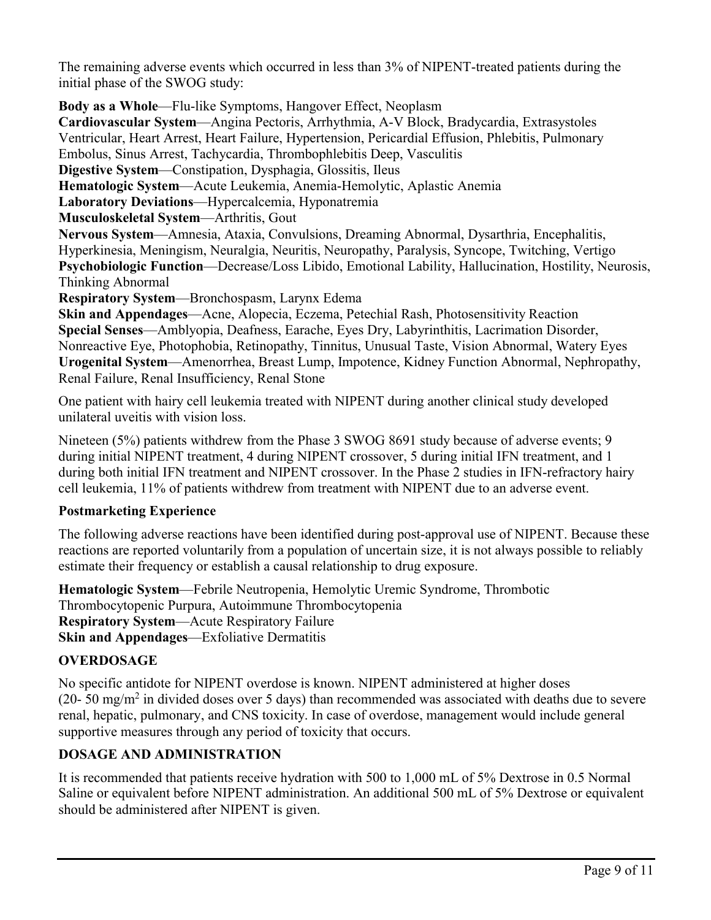The remaining adverse events which occurred in less than 3% of NIPENT-treated patients during the initial phase of the SWOG study:

**Body as a Whole**—Flu-like Symptoms, Hangover Effect, Neoplasm
**Cardiovascular System**—Angina Pectoris, Arrhythmia, A-V Block, Bradycardia, Extrasystoles Ventricular, Heart Arrest, Heart Failure, Hypertension, Pericardial Effusion, Phlebitis, Pulmonary Embolus, Sinus Arrest, Tachycardia, Thrombophlebitis Deep, Vasculitis
**Digestive System**—Constipation, Dysphagia, Glossitis, Ileus
**Hematologic System**—Acute Leukemia, Anemia-Hemolytic, Aplastic Anemia
**Laboratory Deviations**—Hypercalcemia, Hyponatremia
**Musculoskeletal System**—Arthritis, Gout
**Nervous System**—Amnesia, Ataxia, Convulsions, Dreaming Abnormal, Dysarthria, Encephalitis, Hyperkinesia, Meningism, Neuralgia, Neuritis, Neuropathy, Paralysis, Syncope, Twitching, Vertigo
**Psychobiologic Function**—Decrease/Loss Libido, Emotional Lability, Hallucination, Hostility, Neurosis, Thinking Abnormal
**Respiratory System**—Bronchospasm, Larynx Edema
**Skin and Appendages**—Acne, Alopecia, Eczema, Petechial Rash, Photosensitivity Reaction
**Special Senses**—Amblyopia, Deafness, Earache, Eyes Dry, Labyrinthitis, Lacrimation Disorder, Nonreactive Eye, Photophobia, Retinopathy, Tinnitus, Unusual Taste, Vision Abnormal, Watery Eyes
**Urogenital System**—Amenorrhea, Breast Lump, Impotence, Kidney Function Abnormal, Nephropathy, Renal Failure, Renal Insufficiency, Renal Stone

One patient with hairy cell leukemia treated with NIPENT during another clinical study developed unilateral uveitis with vision loss.

Nineteen (5%) patients withdrew from the Phase 3 SWOG 8691 study because of adverse events; 9 during initial NIPENT treatment, 4 during NIPENT crossover, 5 during initial IFN treatment, and 1 during both initial IFN treatment and NIPENT crossover. In the Phase 2 studies in IFN-refractory hairy cell leukemia, 11% of patients withdrew from treatment with NIPENT due to an adverse event.

### Postmarketing Experience

The following adverse reactions have been identified during post-approval use of NIPENT. Because these reactions are reported voluntarily from a population of uncertain size, it is not always possible to reliably estimate their frequency or establish a causal relationship to drug exposure.

**Hematologic System**—Febrile Neutropenia, Hemolytic Uremic Syndrome, Thrombotic Thrombocytopenic Purpura, Autoimmune Thrombocytopenia
**Respiratory System**—Acute Respiratory Failure
**Skin and Appendages**—Exfoliative Dermatitis

## OVERDOSAGE

No specific antidote for NIPENT overdose is known. NIPENT administered at higher doses (20- 50 mg/m$^2$ in divided doses over 5 days) than recommended was associated with deaths due to severe renal, hepatic, pulmonary, and CNS toxicity. In case of overdose, management would include general supportive measures through any period of toxicity that occurs.

## DOSAGE AND ADMINISTRATION

It is recommended that patients receive hydration with 500 to 1,000 mL of 5% Dextrose in 0.5 Normal Saline or equivalent before NIPENT administration. An additional 500 mL of 5% Dextrose or equivalent should be administered after NIPENT is given.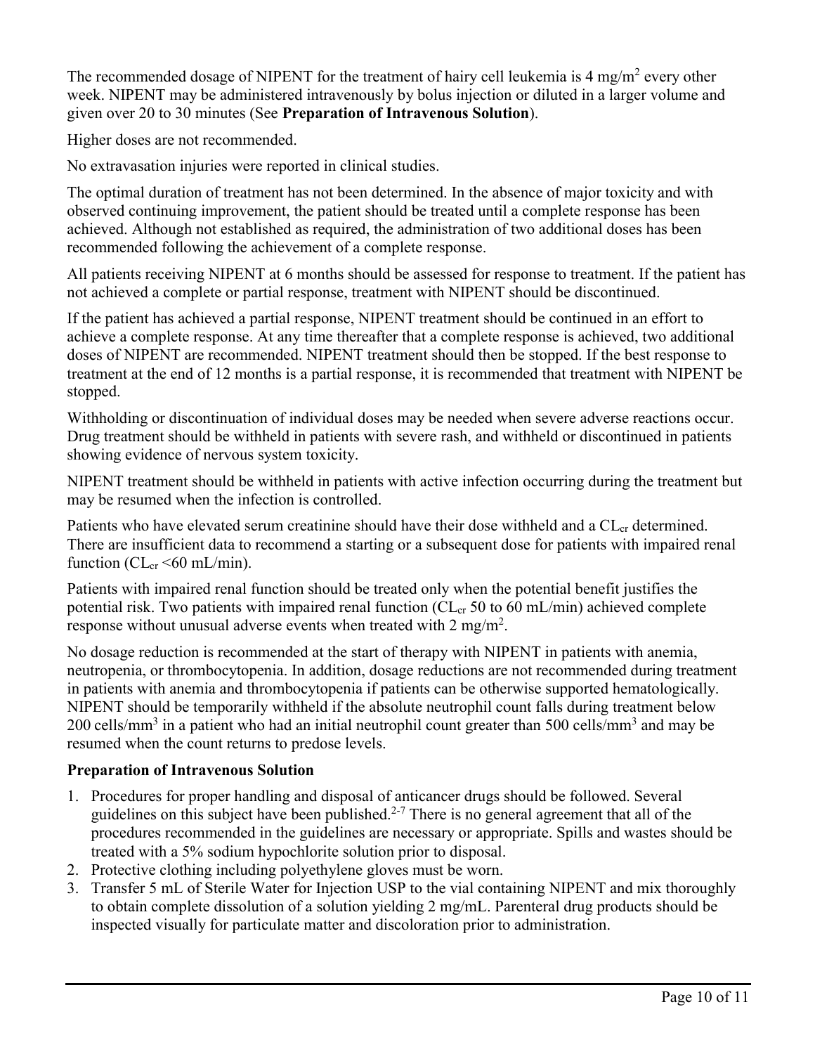The recommended dosage of NIPENT for the treatment of hairy cell leukemia is 4 $mg/m^2$ every other week. NIPENT may be administered intravenously by bolus injection or diluted in a larger volume and given over 20 to 30 minutes (See **Preparation of Intravenous Solution**).

Higher doses are not recommended.

No extravasation injuries were reported in clinical studies.

The optimal duration of treatment has not been determined. In the absence of major toxicity and with observed continuing improvement, the patient should be treated until a complete response has been achieved. Although not established as required, the administration of two additional doses has been recommended following the achievement of a complete response.

All patients receiving NIPENT at 6 months should be assessed for response to treatment. If the patient has not achieved a complete or partial response, treatment with NIPENT should be discontinued.

If the patient has achieved a partial response, NIPENT treatment should be continued in an effort to achieve a complete response. At any time thereafter that a complete response is achieved, two additional doses of NIPENT are recommended. NIPENT treatment should then be stopped. If the best response to treatment at the end of 12 months is a partial response, it is recommended that treatment with NIPENT be stopped.

Withholding or discontinuation of individual doses may be needed when severe adverse reactions occur. Drug treatment should be withheld in patients with severe rash, and withheld or discontinued in patients showing evidence of nervous system toxicity.

NIPENT treatment should be withheld in patients with active infection occurring during the treatment but may be resumed when the infection is controlled.

Patients who have elevated serum creatinine should have their dose withheld and a $CL_{cr}$ determined. There are insufficient data to recommend a starting or a subsequent dose for patients with impaired renal function ($CL_{cr}$ <60 mL/min).

Patients with impaired renal function should be treated only when the potential benefit justifies the potential risk. Two patients with impaired renal function ($CL_{cr}$ 50 to 60 mL/min) achieved complete response without unusual adverse events when treated with 2 $mg/m^2$.

No dosage reduction is recommended at the start of therapy with NIPENT in patients with anemia, neutropenia, or thrombocytopenia. In addition, dosage reductions are not recommended during treatment in patients with anemia and thrombocytopenia if patients can be otherwise supported hematologically. NIPENT should be temporarily withheld if the absolute neutrophil count falls during treatment below 200 $cells/mm^3$ in a patient who had an initial neutrophil count greater than 500 $cells/mm^3$ and may be resumed when the count returns to predose levels.

**Preparation of Intravenous Solution**

1. Procedures for proper handling and disposal of anticancer drugs should be followed. Several guidelines on this subject have been published.[2-7] There is no general agreement that all of the procedures recommended in the guidelines are necessary or appropriate. Spills and wastes should be treated with a 5% sodium hypochlorite solution prior to disposal.
2. Protective clothing including polyethylene gloves must be worn.
3. Transfer 5 mL of Sterile Water for Injection USP to the vial containing NIPENT and mix thoroughly to obtain complete dissolution of a solution yielding 2 mg/mL. Parenteral drug products should be inspected visually for particulate matter and discoloration prior to administration.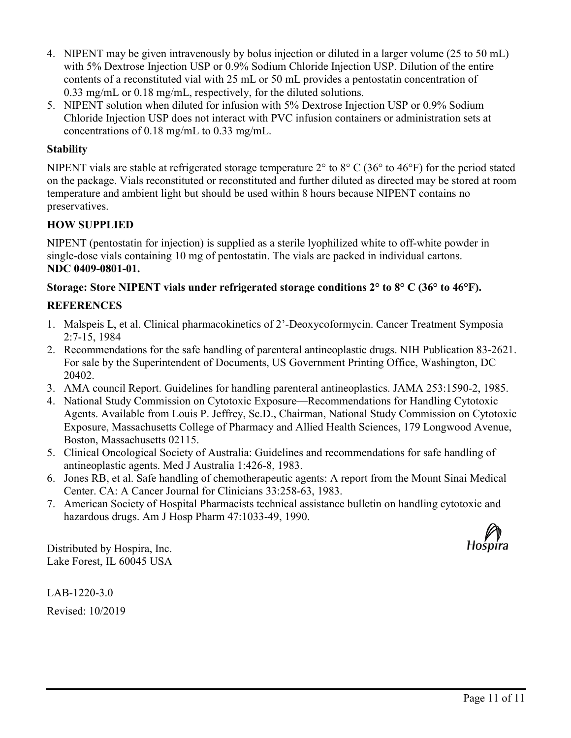4. NIPENT may be given intravenously by bolus injection or diluted in a larger volume (25 to 50 mL) with 5% Dextrose Injection USP or 0.9% Sodium Chloride Injection USP. Dilution of the entire contents of a reconstituted vial with 25 mL or 50 mL provides a pentostatin concentration of 0.33 mg/mL or 0.18 mg/mL, respectively, for the diluted solutions.
5. NIPENT solution when diluted for infusion with 5% Dextrose Injection USP or 0.9% Sodium Chloride Injection USP does not interact with PVC infusion containers or administration sets at concentrations of 0.18 mg/mL to 0.33 mg/mL.

**Stability**

NIPENT vials are stable at refrigerated storage temperature 2° to 8° C (36° to 46°F) for the period stated on the package. Vials reconstituted or reconstituted and further diluted as directed may be stored at room temperature and ambient light but should be used within 8 hours because NIPENT contains no preservatives.

**HOW SUPPLIED**

NIPENT (pentostatin for injection) is supplied as a sterile lyophilized white to off-white powder in single-dose vials containing 10 mg of pentostatin. The vials are packed in individual cartons.
**NDC 0409-0801-01.**

**Storage: Store NIPENT vials under refrigerated storage conditions 2° to 8° C (36° to 46°F).**

**REFERENCES**

1. Malspeis L, et al. Clinical pharmacokinetics of 2'-Deoxycoformycin. Cancer Treatment Symposia 2:7-15, 1984
2. Recommendations for the safe handling of parenteral antineoplastic drugs. NIH Publication 83-2621. For sale by the Superintendent of Documents, US Government Printing Office, Washington, DC 20402.
3. AMA council Report. Guidelines for handling parenteral antineoplastics. JAMA 253:1590-2, 1985.
4. National Study Commission on Cytotoxic Exposure—Recommendations for Handling Cytotoxic Agents. Available from Louis P. Jeffrey, Sc.D., Chairman, National Study Commission on Cytotoxic Exposure, Massachusetts College of Pharmacy and Allied Health Sciences, 179 Longwood Avenue, Boston, Massachusetts 02115.
5. Clinical Oncological Society of Australia: Guidelines and recommendations for safe handling of antineoplastic agents. Med J Australia 1:426-8, 1983.
6. Jones RB, et al. Safe handling of chemotherapeutic agents: A report from the Mount Sinai Medical Center. CA: A Cancer Journal for Clinicians 33:258-63, 1983.
7. American Society of Hospital Pharmacists technical assistance bulletin on handling cytotoxic and hazardous drugs. Am J Hosp Pharm 47:1033-49, 1990.

Distributed by Hospira, Inc.
Lake Forest, IL 60045 USA

Hospira

LAB-1220-3.0

Revised: 10/2019